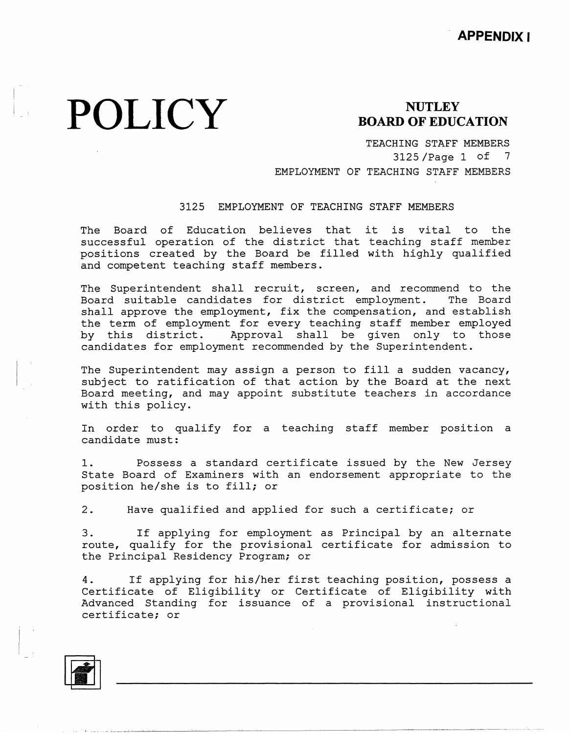APPENDIX I

# POLICY

**NUTLEY BOARD OF EDUCATION**

TEACHING STAFF MEMBERS
EMPLOYMENT OF TEACHING STAFF MEMBERS

## 3125 EMPLOYMENT OF TEACHING STAFF MEMBERS

The Board of Education believes that it is vital to the successful operation of the district that teaching staff member positions created by the Board be filled with highly qualified and competent teaching staff members.

The Superintendent shall recruit, screen, and recommend to the Board suitable candidates for district employment. The Board shall approve the employment, fix the compensation, and establish the term of employment for every teaching staff member employed by this district. Approval shall be given only to those candidates for employment recommended by the Superintendent.

The Superintendent may assign a person to fill a sudden vacancy, subject to ratification of that action by the Board at the next Board meeting, and may appoint substitute teachers in accordance with this policy.

In order to qualify for a teaching staff member position a candidate must:

1. Possess a standard certificate issued by the New Jersey State Board of Examiners with an endorsement appropriate to the position he/she is to fill; or

2. Have qualified and applied for such a certificate; or

3. If applying for employment as Principal by an alternate route, qualify for the provisional certificate for admission to the Principal Residency Program; or

4. If applying for his/her first teaching position, possess a Certificate of Eligibility or Certificate of Eligibility with Advanced Standing for issuance of a provisional instructional certificate; or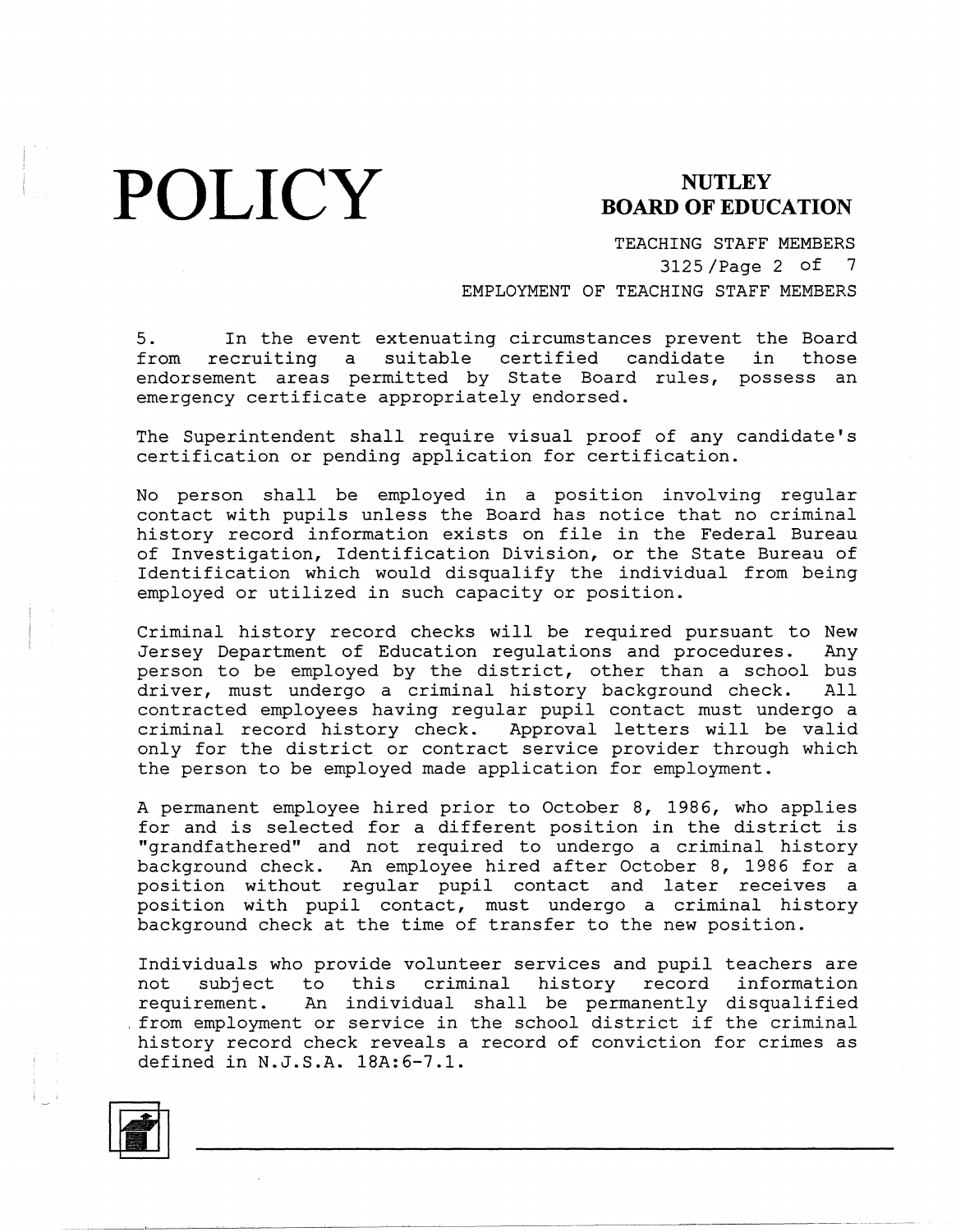5. In the event extenuating circumstances prevent the Board from recruiting a suitable certified candidate in those endorsement areas permitted by State Board rules, possess an emergency certificate appropriately endorsed.

The Superintendent shall require visual proof of any candidate's certification or pending application for certification.

No person shall be employed in a position involving regular contact with pupils unless the Board has notice that no criminal history record information exists on file in the Federal Bureau of Investigation, Identification Division, or the State Bureau of Identification which would disqualify the individual from being employed or utilized in such capacity or position.

Criminal history record checks will be required pursuant to New Jersey Department of Education regulations and procedures. Any person to be employed by the district, other than a school bus driver, must undergo a criminal history background check. All contracted employees having regular pupil contact must undergo a criminal record history check. Approval letters will be valid only for the district or contract service provider through which the person to be employed made application for employment.

A permanent employee hired prior to October 8, 1986, who applies for and is selected for a different position in the district is "grandfathered" and not required to undergo a criminal history background check. An employee hired after October 8, 1986 for a position without regular pupil contact and later receives a position with pupil contact, must undergo a criminal history background check at the time of transfer to the new position.

Individuals who provide volunteer services and pupil teachers are not subject to this criminal history record information requirement. An individual shall be permanently disqualified from employment or service in the school district if the criminal history record check reveals a record of conviction for crimes as defined in N.J.S.A. 18A:6-7.1.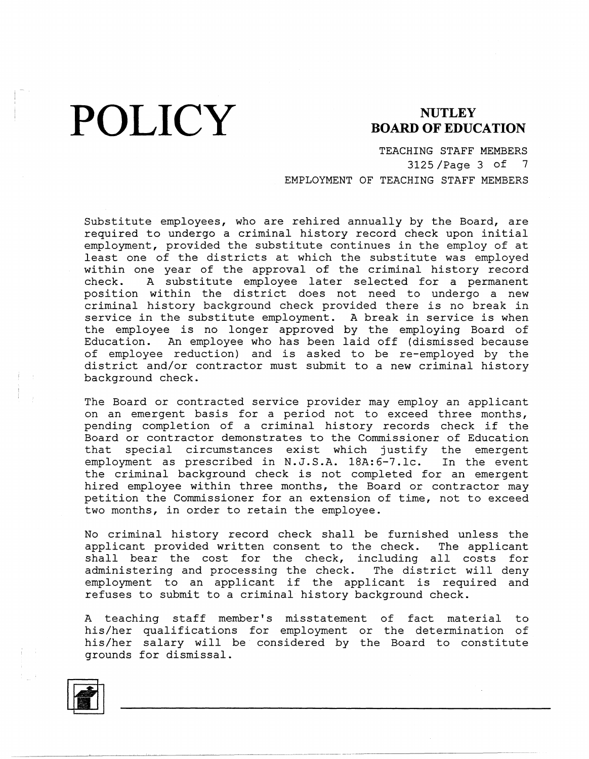Substitute employees, who are rehired annually by the Board, are required to undergo a criminal history record check upon initial employment, provided the substitute continues in the employ of at least one of the districts at which the substitute was employed within one year of the approval of the criminal history record check. A substitute employee later selected for a permanent position within the district does not need to undergo a new criminal history background check provided there is no break in service in the substitute employment. A break in service is when the employee is no longer approved by the employing Board of Education. An employee who has been laid off (dismissed because of employee reduction) and is asked to be re-employed by the district and/or contractor must submit to a new criminal history background check.

The Board or contracted service provider may employ an applicant on an emergent basis for a period not to exceed three months, pending completion of a criminal history records check if the Board or contractor demonstrates to the Commissioner of Education that special circumstances exist which justify the emergent employment as prescribed in N.J.S.A. 18A:6-7.1c. In the event the criminal background check is not completed for an emergent hired employee within three months, the Board or contractor may petition the Commissioner for an extension of time, not to exceed two months, in order to retain the employee.

No criminal history record check shall be furnished unless the applicant provided written consent to the check. The applicant shall bear the cost for the check, including all costs for administering and processing the check. The district will deny employment to an applicant if the applicant is required and refuses to submit to a criminal history background check.

A teaching staff member's misstatement of fact material to his/her qualifications for employment or the determination of his/her salary will be considered by the Board to constitute grounds for dismissal.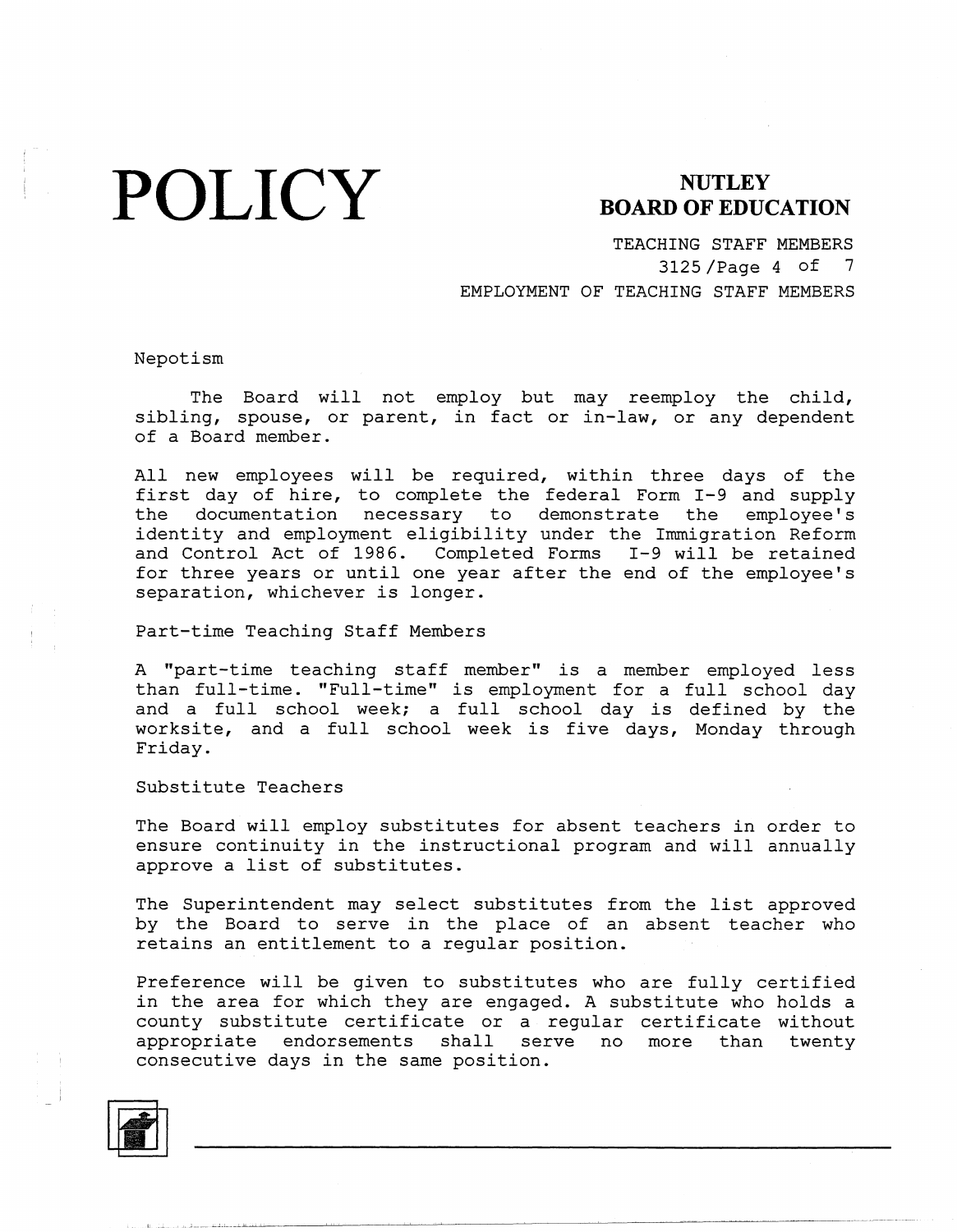Nepotism

The Board will not employ but may reemploy the child, sibling, spouse, or parent, in fact or in-law, or any dependent of a Board member.

All new employees will be required, within three days of the first day of hire, to complete the federal Form I-9 and supply the documentation necessary to demonstrate the employee's identity and employment eligibility under the Immigration Reform and Control Act of 1986. Completed Forms I-9 will be retained for three years or until one year after the end of the employee's separation, whichever is longer.

Part-time Teaching Staff Members

A "part-time teaching staff member" is a member employed less than full-time. "Full-time" is employment for a full school day and a full school week; a full school day is defined by the worksite, and a full school week is five days, Monday through Friday.

Substitute Teachers

The Board will employ substitutes for absent teachers in order to ensure continuity in the instructional program and will annually approve a list of substitutes.

The Superintendent may select substitutes from the list approved by the Board to serve in the place of an absent teacher who retains an entitlement to a regular position.

Preference will be given to substitutes who are fully certified in the area for which they are engaged. A substitute who holds a county substitute certificate or a regular certificate without appropriate endorsements shall serve no more than twenty consecutive days in the same position.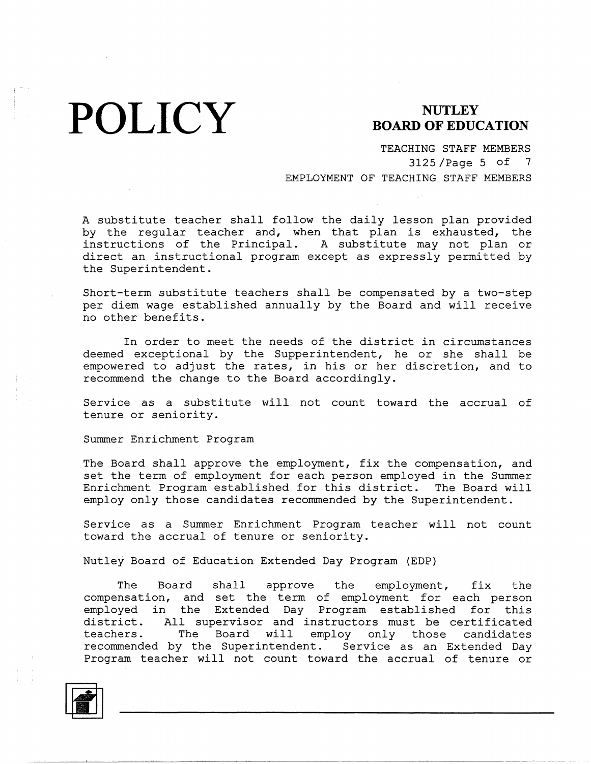A substitute teacher shall follow the daily lesson plan provided by the regular teacher and, when that plan is exhausted, the instructions of the Principal. A substitute may not plan or direct an instructional program except as expressly permitted by the Superintendent.

Short-term substitute teachers shall be compensated by a two-step per diem wage established annually by the Board and will receive no other benefits.

In order to meet the needs of the district in circumstances deemed exceptional by the Supperintendent, he or she shall be empowered to adjust the rates, in his or her discretion, and to recommend the change to the Board accordingly.

Service as a substitute will not count toward the accrual of tenure or seniority.

Summer Enrichment Program

The Board shall approve the employment, fix the compensation, and set the term of employment for each person employed in the Summer Enrichment Program established for this district. The Board will employ only those candidates recommended by the Superintendent.

Service as a Summer Enrichment Program teacher will not count toward the accrual of tenure or seniority.

Nutley Board of Education Extended Day Program (EDP)

The Board shall approve the employment, fix the compensation, and set the term of employment for each person employed in the Extended Day Program established for this district. All supervisor and instructors must be certificated teachers. The Board will employ only those candidates recommended by the Superintendent. Service as an Extended Day Program teacher will not count toward the accrual of tenure or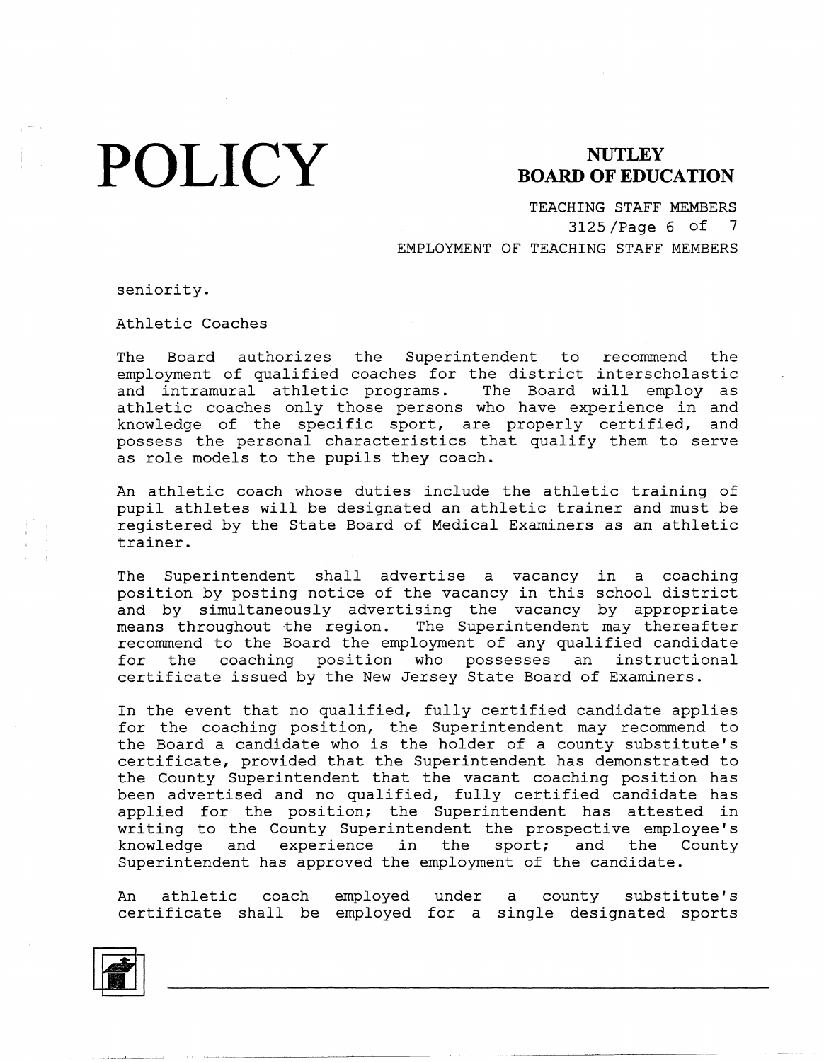seniority.

## Athletic Coaches

The Board authorizes the Superintendent to recommend the employment of qualified coaches for the district interscholastic and intramural athletic programs. The Board will employ as athletic coaches only those persons who have experience in and knowledge of the specific sport, are properly certified, and possess the personal characteristics that qualify them to serve as role models to the pupils they coach.

An athletic coach whose duties include the athletic training of pupil athletes will be designated an athletic trainer and must be registered by the State Board of Medical Examiners as an athletic trainer.

The Superintendent shall advertise a vacancy in a coaching position by posting notice of the vacancy in this school district and by simultaneously advertising the vacancy by appropriate means throughout the region. The Superintendent may thereafter recommend to the Board the employment of any qualified candidate for the coaching position who possesses an instructional certificate issued by the New Jersey State Board of Examiners.

In the event that no qualified, fully certified candidate applies for the coaching position, the Superintendent may recommend to the Board a candidate who is the holder of a county substitute's certificate, provided that the Superintendent has demonstrated to the County Superintendent that the vacant coaching position has been advertised and no qualified, fully certified candidate has applied for the position; the Superintendent has attested in writing to the County Superintendent the prospective employee's knowledge and experience in the sport; and the County Superintendent has approved the employment of the candidate.

An athletic coach employed under a county substitute's certificate shall be employed for a single designated sports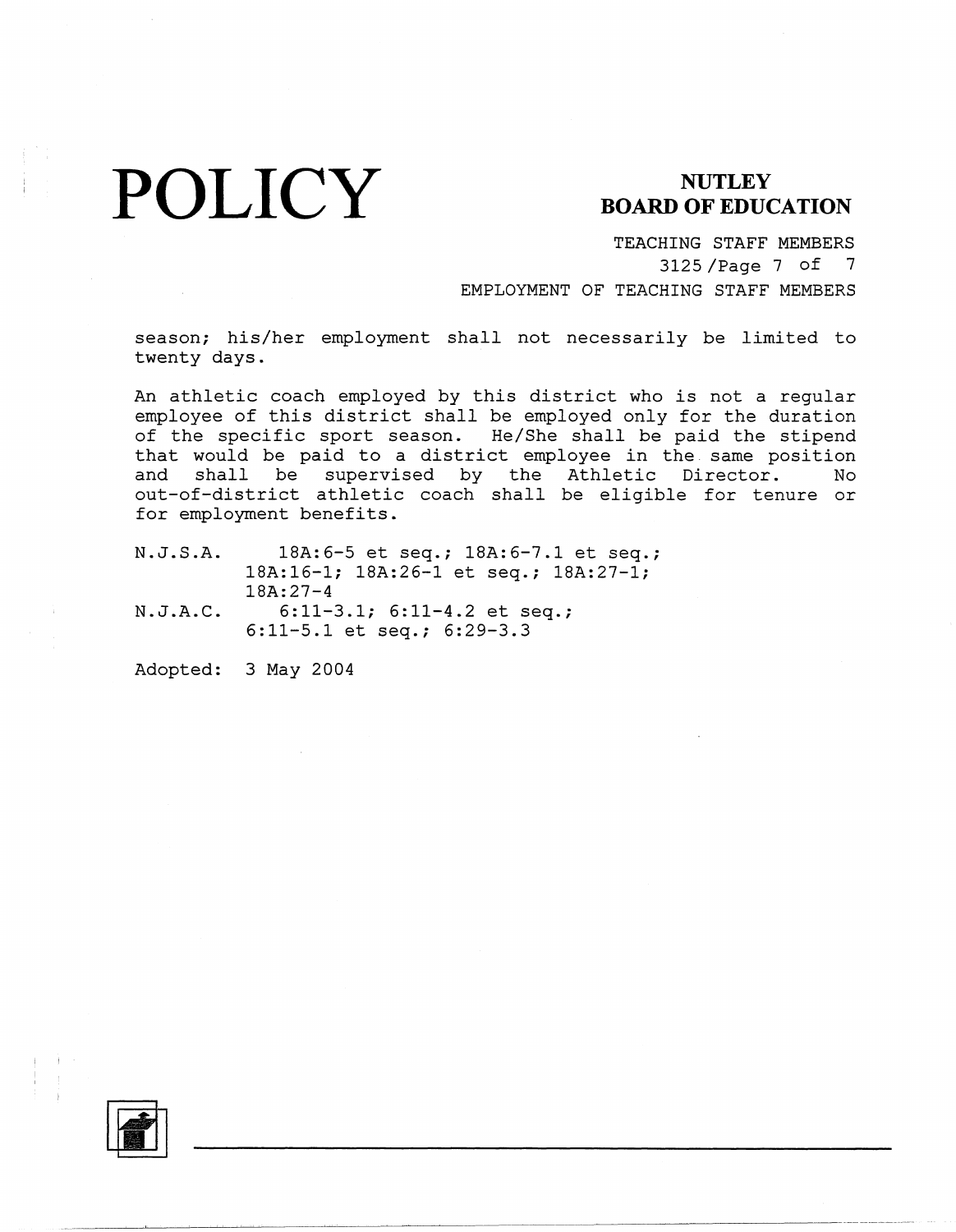season; his/her employment shall not necessarily be limited to twenty days.

An athletic coach employed by this district who is not a regular employee of this district shall be employed only for the duration of the specific sport season. He/She shall be paid the stipend that would be paid to a district employee in the same position and shall be supervised by the Athletic Director. No out-of-district athletic coach shall be eligible for tenure or for employment benefits.

N.J.S.A. 18A:6-5 et seq.; 18A:6-7.1 et seq.; 18A:16-1; 18A:26-1 et seq.; 18A:27-1; 18A:27-4

N.J.A.C. 6:11-3.1; 6:11-4.2 et seq.; 6:11-5.1 et seq.; 6:29-3.3

Adopted: 3 May 2004